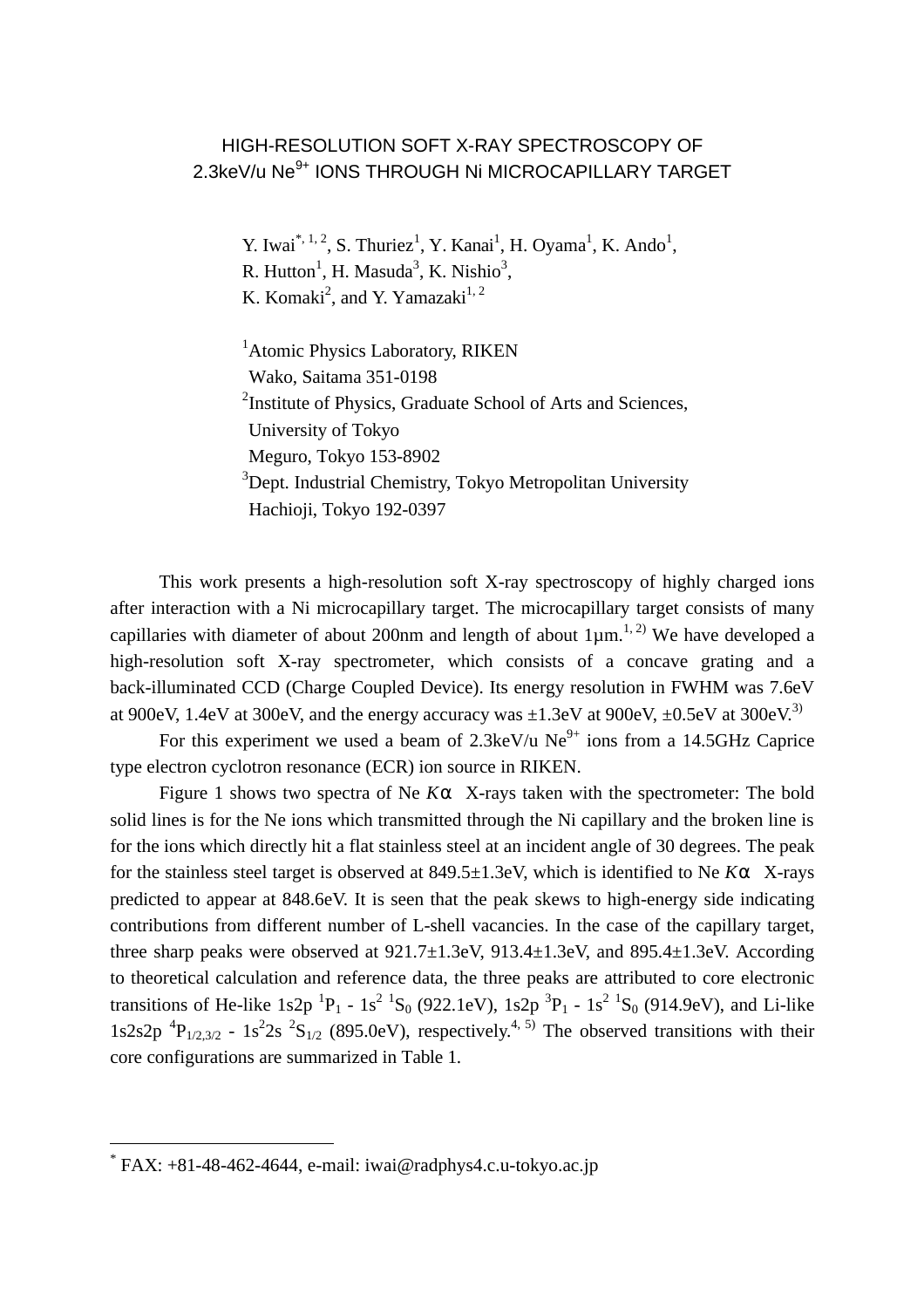# HIGH-RESOLUTION SOFT X-RAY SPECTROSCOPY OF 2.3keV/u $Ne^{9+}$ IONS THROUGH Ni MICROCAPILLARY TARGET

Y. Iwai[*, 1, 2], S. Thuriez[1], Y. Kanai[1], H. Oyama[1], K. Ando[1], R. Hutton[1], H. Masuda[3], K. Nishio[3], K. Komaki[2], and Y. Yamazaki[1, 2]

[1]Atomic Physics Laboratory, RIKEN
Wako, Saitama 351-0198

[2]Institute of Physics, Graduate School of Arts and Sciences, University of Tokyo
Meguro, Tokyo 153-8902

[3]Dept. Industrial Chemistry, Tokyo Metropolitan University
Hachioji, Tokyo 192-0397

This work presents a high-resolution soft X-ray spectroscopy of highly charged ions after interaction with a Ni microcapillary target. The microcapillary target consists of many capillaries with diameter of about 200nm and length of about 1µm.[1, 2)] We have developed a high-resolution soft X-ray spectrometer, which consists of a concave grating and a back-illuminated CCD (Charge Coupled Device). Its energy resolution in FWHM was 7.6eV at 900eV, 1.4eV at 300eV, and the energy accuracy was ±1.3eV at 900eV, ±0.5eV at 300eV.[3)]

For this experiment we used a beam of 2.3keV/u $Ne^{9+}$ ions from a 14.5GHz Caprice type electron cyclotron resonance (ECR) ion source in RIKEN.

Figure 1 shows two spectra of Ne $K\alpha$ X-rays taken with the spectrometer: The bold solid lines is for the Ne ions which transmitted through the Ni capillary and the broken line is for the ions which directly hit a flat stainless steel at an incident angle of 30 degrees. The peak for the stainless steel target is observed at 849.5±1.3eV, which is identified to Ne $K\alpha$ X-rays predicted to appear at 848.6eV. It is seen that the peak skews to high-energy side indicating contributions from different number of L-shell vacancies. In the case of the capillary target, three sharp peaks were observed at 921.7±1.3eV, 913.4±1.3eV, and 895.4±1.3eV. According to theoretical calculation and reference data, the three peaks are attributed to core electronic transitions of He-like 1s2p $^1P_1$ - $1s^2$ $^1S_0$ (922.1eV), 1s2p $^3P_1$ - $1s^2$ $^1S_0$ (914.9eV), and Li-like 1s2s2p $^4P_{1/2,3/2}$ - $1s^22s$ $^2S_{1/2}$ (895.0eV), respectively.[4, 5)] The observed transitions with their core configurations are summarized in Table 1.

[*] FAX: +81-48-462-4644, e-mail: iwai@radphys4.c.u-tokyo.ac.jp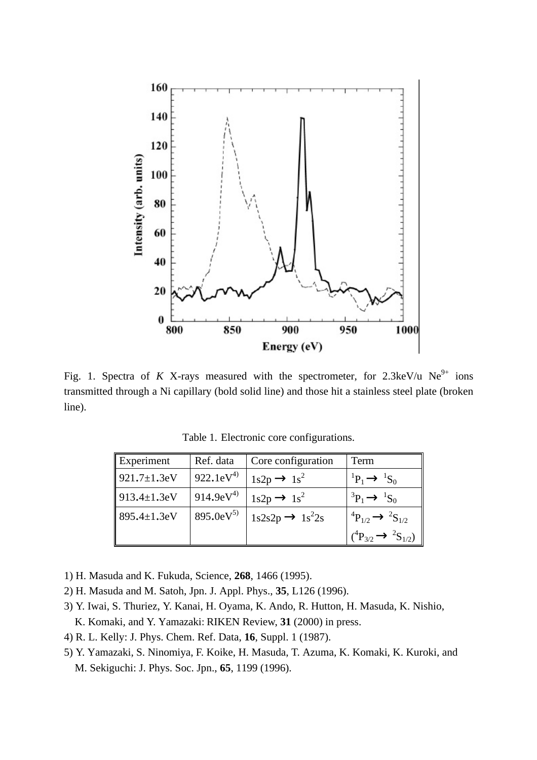160
140
120
100
80
60
40
20
0

Intensity (arb. units)

800
850
900
950
1000

Energy (eV)

Fig. 1. Spectra of *K* X-rays measured with the spectrometer, for 2.3keV/u $Ne^{9+}$ ions transmitted through a Ni capillary (bold solid line) and those hit a stainless steel plate (broken line).

Table 1. Electronic core configurations.

| Experiment | Ref. data | Core configuration | Term |
|---|---|---|---|
| 921.7±1.3eV | 922.1eV[4)] | $1s2p \rightarrow 1s^2$ | $^1P_1 \rightarrow {}^1S_0$ |
| 913.4±1.3eV | 914.9eV[4)] | $1s2p \rightarrow 1s^2$ | $^3P_1 \rightarrow {}^1S_0$ |
| 895.4±1.3eV | 895.0eV[5)] | $1s2s2p \rightarrow 1s^22s$ | $^4P_{1/2} \rightarrow {}^2S_{1/2}$ ($^4P_{3/2} \rightarrow {}^2S_{1/2}$) |

1) H. Masuda and K. Fukuda, Science, **268**, 1466 (1995).
2) H. Masuda and M. Satoh, Jpn. J. Appl. Phys., **35**, L126 (1996).
3) Y. Iwai, S. Thuriez, Y. Kanai, H. Oyama, K. Ando, R. Hutton, H. Masuda, K. Nishio, K. Komaki, and Y. Yamazaki: RIKEN Review, **31** (2000) in press.
4) R. L. Kelly: J. Phys. Chem. Ref. Data, **16**, Suppl. 1 (1987).
5) Y. Yamazaki, S. Ninomiya, F. Koike, H. Masuda, T. Azuma, K. Komaki, K. Kuroki, and M. Sekiguchi: J. Phys. Soc. Jpn., **65**, 1199 (1996).